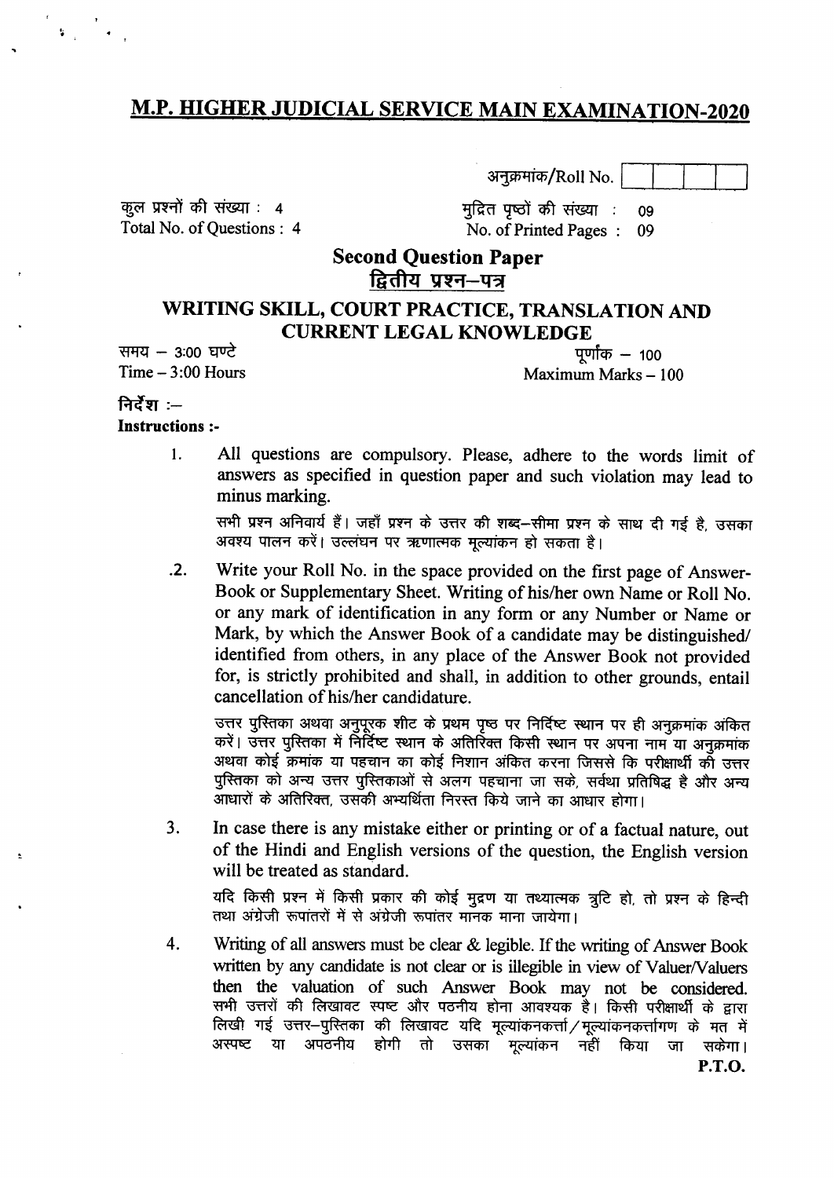# M.P. HIGHER JUDICIAL SERVICE MAIN EXAMINATION-2020

अनुक्रमांक/Roll No. | | | | |

कुल प्रश्नों की संख्या : 4
Total No. of Questions : 4

मुद्रित पृष्ठों की संख्या : 09
No. of Printed Pages : 09

## Second Question Paper
## द्वितीय प्रश्न–पत्र

## WRITING SKILL, COURT PRACTICE, TRANSLATION AND CURRENT LEGAL KNOWLEDGE

समय – 3:00 घण्टे
Time – 3:00 Hours

पूर्णांक – 100
Maximum Marks – 100

**निर्देश :–**
**Instructions :-**

1. All questions are compulsory. Please, adhere to the words limit of answers as specified in question paper and such violation may lead to minus marking.

   सभी प्रश्न अनिवार्य हैं। जहाँ प्रश्न के उत्तर की शब्द–सीमा प्रश्न के साथ दी गई है, उसका अवश्य पालन करें। उल्लंघन पर ऋणात्मक मूल्यांकन हो सकता है।

2. Write your Roll No. in the space provided on the first page of Answer-Book or Supplementary Sheet. Writing of his/her own Name or Roll No. or any mark of identification in any form or any Number or Name or Mark, by which the Answer Book of a candidate may be distinguished/identified from others, in any place of the Answer Book not provided for, is strictly prohibited and shall, in addition to other grounds, entail cancellation of his/her candidature.

   उत्तर पुस्तिका अथवा अनुपूरक शीट के प्रथम पृष्ठ पर निर्दिष्ट स्थान पर ही अनुक्रमांक अंकित करें। उत्तर पुस्तिका में निर्दिष्ट स्थान के अतिरिक्त किसी स्थान पर अपना नाम या अनुक्रमांक अथवा कोई क्रमांक या पहचान का कोई निशान अंकित करना जिससे कि परीक्षार्थी की उत्तर पुस्तिका को अन्य उत्तर पुस्तिकाओं से अलग पहचाना जा सके, सर्वथा प्रतिषिद्ध है और अन्य आधारों के अतिरिक्त, उसकी अभ्यर्थिता निरस्त किये जाने का आधार होगा।

3. In case there is any mistake either or printing or of a factual nature, out of the Hindi and English versions of the question, the English version will be treated as standard.

   यदि किसी प्रश्न में किसी प्रकार की कोई मुद्रण या तथ्यात्मक त्रुटि हो, तो प्रश्न के हिन्दी तथा अंग्रेजी रूपांतरों में से अंग्रेजी रूपांतर मानक माना जायेगा।

4. Writing of all answers must be clear & legible. If the writing of Answer Book written by any candidate is not clear or is illegible in view of Valuer/Valuers then the valuation of such Answer Book may not be considered.
   सभी उत्तरों की लिखावट स्पष्ट और पठनीय होना आवश्यक है। किसी परीक्षार्थी के द्वारा लिखी गई उत्तर–पुस्तिका की लिखावट यदि मूल्यांकनकर्त्ता/मूल्यांकनकर्त्तागण के मत में अस्पष्ट या अपठनीय होगी तो उसका मूल्यांकन नहीं किया जा सकेगा।

**P.T.O.**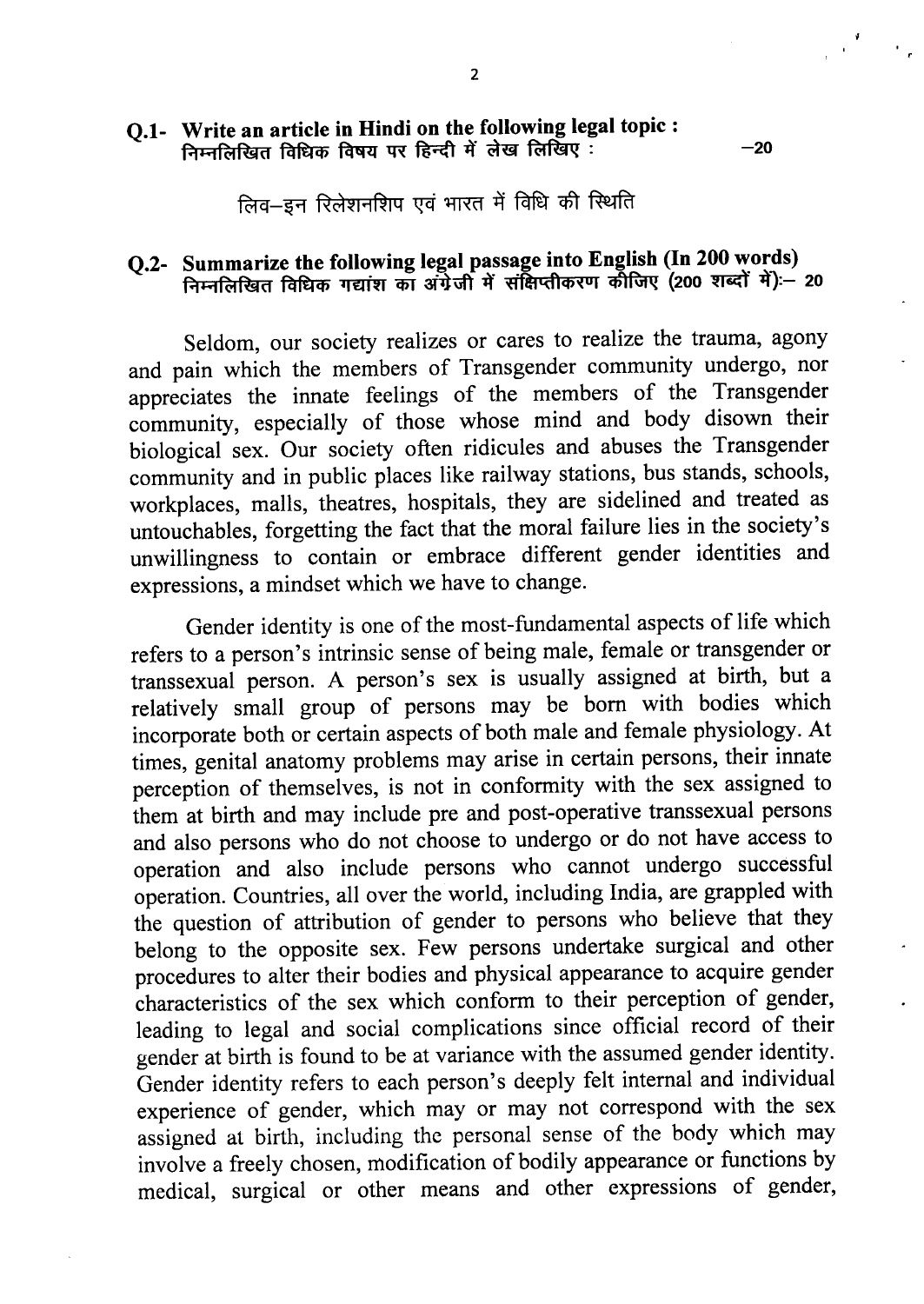**Q.1- Write an article in Hindi on the following legal topic :**
**निम्नलिखित विधिक विषय पर हिन्दी में लेख लिखिए :** **–20**

लिव–इन रिलेशनशिप एवं भारत में विधि की स्थिति

**Q.2- Summarize the following legal passage into English (In 200 words)**
**निम्नलिखित विधिक गद्यांश का अंग्रेजी में संक्षिप्तीकरण कीजिए (200 शब्दों में):– 20**

Seldom, our society realizes or cares to realize the trauma, agony and pain which the members of Transgender community undergo, nor appreciates the innate feelings of the members of the Transgender community, especially of those whose mind and body disown their biological sex. Our society often ridicules and abuses the Transgender community and in public places like railway stations, bus stands, schools, workplaces, malls, theatres, hospitals, they are sidelined and treated as untouchables, forgetting the fact that the moral failure lies in the society's unwillingness to contain or embrace different gender identities and expressions, a mindset which we have to change.

Gender identity is one of the most-fundamental aspects of life which refers to a person's intrinsic sense of being male, female or transgender or transsexual person. A person's sex is usually assigned at birth, but a relatively small group of persons may be born with bodies which incorporate both or certain aspects of both male and female physiology. At times, genital anatomy problems may arise in certain persons, their innate perception of themselves, is not in conformity with the sex assigned to them at birth and may include pre and post-operative transsexual persons and also persons who do not choose to undergo or do not have access to operation and also include persons who cannot undergo successful operation. Countries, all over the world, including India, are grappled with the question of attribution of gender to persons who believe that they belong to the opposite sex. Few persons undertake surgical and other procedures to alter their bodies and physical appearance to acquire gender characteristics of the sex which conform to their perception of gender, leading to legal and social complications since official record of their gender at birth is found to be at variance with the assumed gender identity. Gender identity refers to each person's deeply felt internal and individual experience of gender, which may or may not correspond with the sex assigned at birth, including the personal sense of the body which may involve a freely chosen, modification of bodily appearance or functions by medical, surgical or other means and other expressions of gender,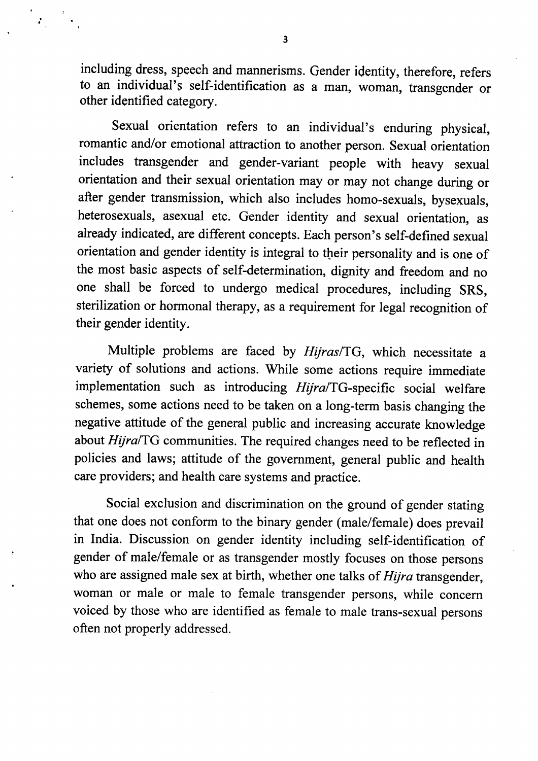including dress, speech and mannerisms. Gender identity, therefore, refers to an individual's self-identification as a man, woman, transgender or other identified category.

Sexual orientation refers to an individual's enduring physical, romantic and/or emotional attraction to another person. Sexual orientation includes transgender and gender-variant people with heavy sexual orientation and their sexual orientation may or may not change during or after gender transmission, which also includes homo-sexuals, bysexuals, heterosexuals, asexual etc. Gender identity and sexual orientation, as already indicated, are different concepts. Each person's self-defined sexual orientation and gender identity is integral to their personality and is one of the most basic aspects of self-determination, dignity and freedom and no one shall be forced to undergo medical procedures, including SRS, sterilization or hormonal therapy, as a requirement for legal recognition of their gender identity.

Multiple problems are faced by *Hijras*/TG, which necessitate a variety of solutions and actions. While some actions require immediate implementation such as introducing *Hijra*/TG-specific social welfare schemes, some actions need to be taken on a long-term basis changing the negative attitude of the general public and increasing accurate knowledge about *Hijra*/TG communities. The required changes need to be reflected in policies and laws; attitude of the government, general public and health care providers; and health care systems and practice.

Social exclusion and discrimination on the ground of gender stating that one does not conform to the binary gender (male/female) does prevail in India. Discussion on gender identity including self-identification of gender of male/female or as transgender mostly focuses on those persons who are assigned male sex at birth, whether one talks of *Hijra* transgender, woman or male or male to female transgender persons, while concern voiced by those who are identified as female to male trans-sexual persons often not properly addressed.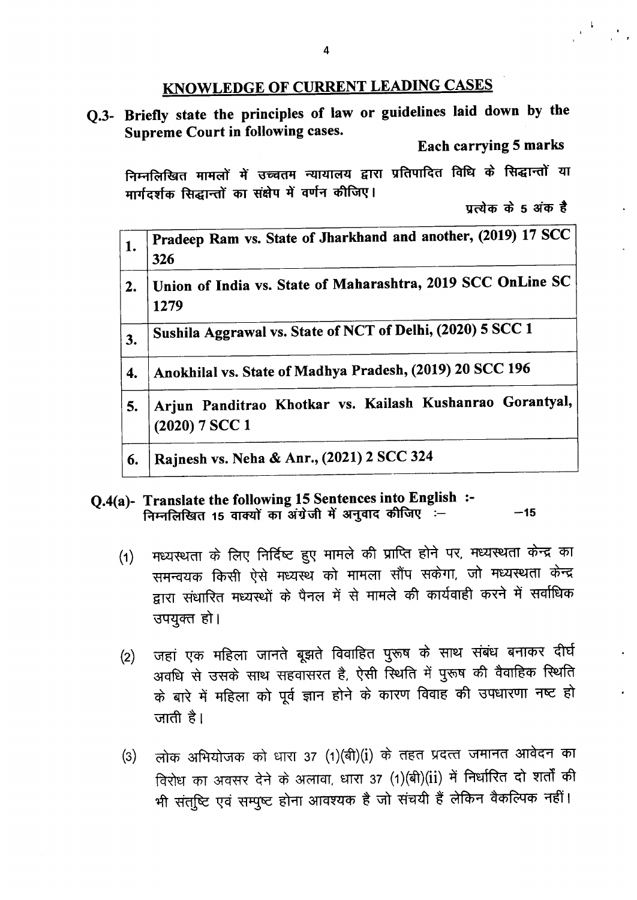## KNOWLEDGE OF CURRENT LEADING CASES

**Q.3- Briefly state the principles of law or guidelines laid down by the Supreme Court in following cases.**

**Each carrying 5 marks**

निम्नलिखित मामलों में उच्चतम न्यायालय द्वारा प्रतिपादित विधि के सिद्धान्तों या मार्गदर्शक सिद्धान्तों का संक्षेप में वर्णन कीजिए।

**प्रत्येक के 5 अंक है**

| | |
|---|---|
| **1.** | **Pradeep Ram vs. State of Jharkhand and another, (2019) 17 SCC 326** |
| **2.** | **Union of India vs. State of Maharashtra, 2019 SCC OnLine SC 1279** |
| **3.** | **Sushila Aggrawal vs. State of NCT of Delhi, (2020) 5 SCC 1** |
| **4.** | **Anokhilal vs. State of Madhya Pradesh, (2019) 20 SCC 196** |
| **5.** | **Arjun Panditrao Khotkar vs. Kailash Kushanrao Gorantyal, (2020) 7 SCC 1** |
| **6.** | **Rajnesh vs. Neha & Anr., (2021) 2 SCC 324** |

**Q.4(a)- Translate the following 15 Sentences into English :-**
**निम्नलिखित 15 वाक्यों का अंग्रेजी में अनुवाद कीजिए :-** **—15**

(1) मध्यस्थता के लिए निर्दिष्ट हुए मामले की प्राप्ति होने पर, मध्यस्थता केन्द्र का समन्वयक किसी ऐसे मध्यस्थ को मामला सौंप सकेगा, जो मध्यस्थता केन्द्र द्वारा संधारित मध्यस्थों के पैनल में से मामले की कार्यवाही करने में सर्वाधिक उपयुक्त हो।

(2) जहां एक महिला जानते बूझते विवाहित पुरूष के साथ संबंध बनाकर दीर्घ अवधि से उसके साथ सहवासरत है, ऐसी स्थिति में पुरूष की वैवाहिक स्थिति के बारे में महिला को पूर्व ज्ञान होने के कारण विवाह की उपधारणा नष्ट हो जाती है।

(3) लोक अभियोजक को धारा 37 (1)(बी)(i) के तहत प्रदत्त जमानत आवेदन का विरोध का अवसर देने के अलावा, धारा 37 (1)(बी)(ii) में निर्धारित दो शर्तों की भी संतुष्टि एवं सम्पुष्ट होना आवश्यक है जो संचयी हैं लेकिन वैकल्पिक नहीं।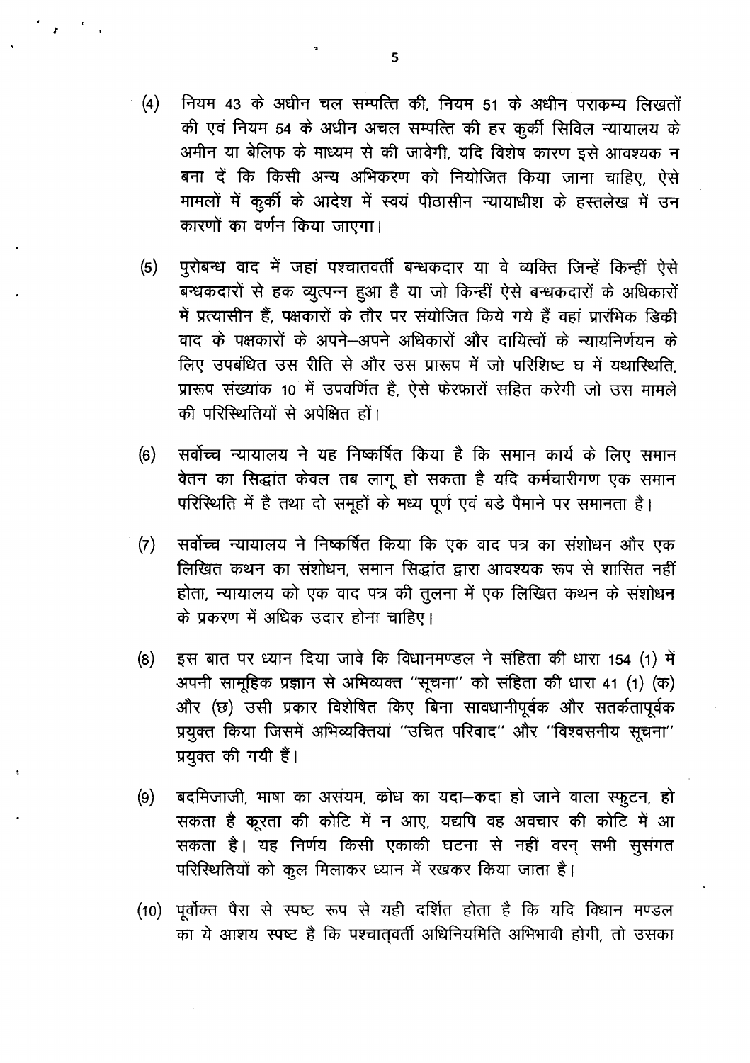(4) नियम 43 के अधीन चल सम्पत्ति की, नियम 51 के अधीन पराकम्य लिखतों की एवं नियम 54 के अधीन अचल सम्पत्ति की हर कुर्की सिविल न्यायालय के अमीन या बेलिफ के माध्यम से की जावेगी, यदि विशेष कारण इसे आवश्यक न बना दें कि किसी अन्य अभिकरण को नियोजित किया जाना चाहिए, ऐसे मामलों में कुर्की के आदेश में स्वयं पीठासीन न्यायाधीश के हस्तलेख में उन कारणों का वर्णन किया जाएगा।

(5) पुरोबन्ध वाद में जहां पश्चातवर्ती बन्धकदार या वे व्यक्ति जिन्हें किन्हीं ऐसे बन्धकदारों से हक व्युत्पन्न हुआ है या जो किन्हीं ऐसे बन्धकदारों के अधिकारों में प्रत्यासीन हैं, पक्षकारों के तौर पर संयोजित किये गये हैं वहां प्रारंभिक डिक्री वाद के पक्षकारों के अपने–अपने अधिकारों और दायित्वों के न्यायनिर्णयन के लिए उपबंधित उस रीति से और उस प्रारूप में जो परिशिष्ट घ में यथास्थिति, प्रारूप संख्यांक 10 में उपवर्णित है, ऐसे फेरफारों सहित करेगी जो उस मामले की परिस्थितियों से अपेक्षित हों।

(6) सर्वोच्च न्यायालय ने यह निष्कर्षित किया है कि समान कार्य के लिए समान वेतन का सिद्धांत केवल तब लागू हो सकता है यदि कर्मचारीगण एक समान परिस्थिति में है तथा दो समूहों के मध्य पूर्ण एवं बडे पैमाने पर समानता है।

(7) सर्वोच्च न्यायालय ने निष्कर्षित किया कि एक वाद पत्र का संशोधन और एक लिखित कथन का संशोधन, समान सिद्धांत द्वारा आवश्यक रूप से शासित नहीं होता, न्यायालय को एक वाद पत्र की तुलना में एक लिखित कथन के संशोधन के प्रकरण में अधिक उदार होना चाहिए।

(8) इस बात पर ध्यान दिया जावे कि विधानमण्डल ने संहिता की धारा 154 (1) में अपनी सामूहिक प्रज्ञान से अभिव्यक्त "सूचना" को संहिता की धारा 41 (1) (क) और (छ) उसी प्रकार विशेषित किए बिना सावधानीपूर्वक और सतर्कतापूर्वक प्रयुक्त किया जिसमें अभिव्यक्तियां "उचित परिवाद" और "विश्वसनीय सूचना" प्रयुक्त की गयी हैं।

(9) बदमिजाजी, भाषा का असंयम, क्रोध का यदा–कदा हो जाने वाला स्फुटन, हो सकता है क्रूरता की कोटि में न आए, यद्यपि वह अवचार की कोटि में आ सकता है। यह निर्णय किसी एकाकी घटना से नहीं वरन् सभी सुसंगत परिस्थितियों को कुल मिलाकर ध्यान में रखकर किया जाता है।

(10) पूर्वोक्त पैरा से स्पष्ट रूप से यही दर्शित होता है कि यदि विधान मण्डल का ये आशय स्पष्ट है कि पश्चात्वर्ती अधिनियमिति अभिभावी होगी, तो उसका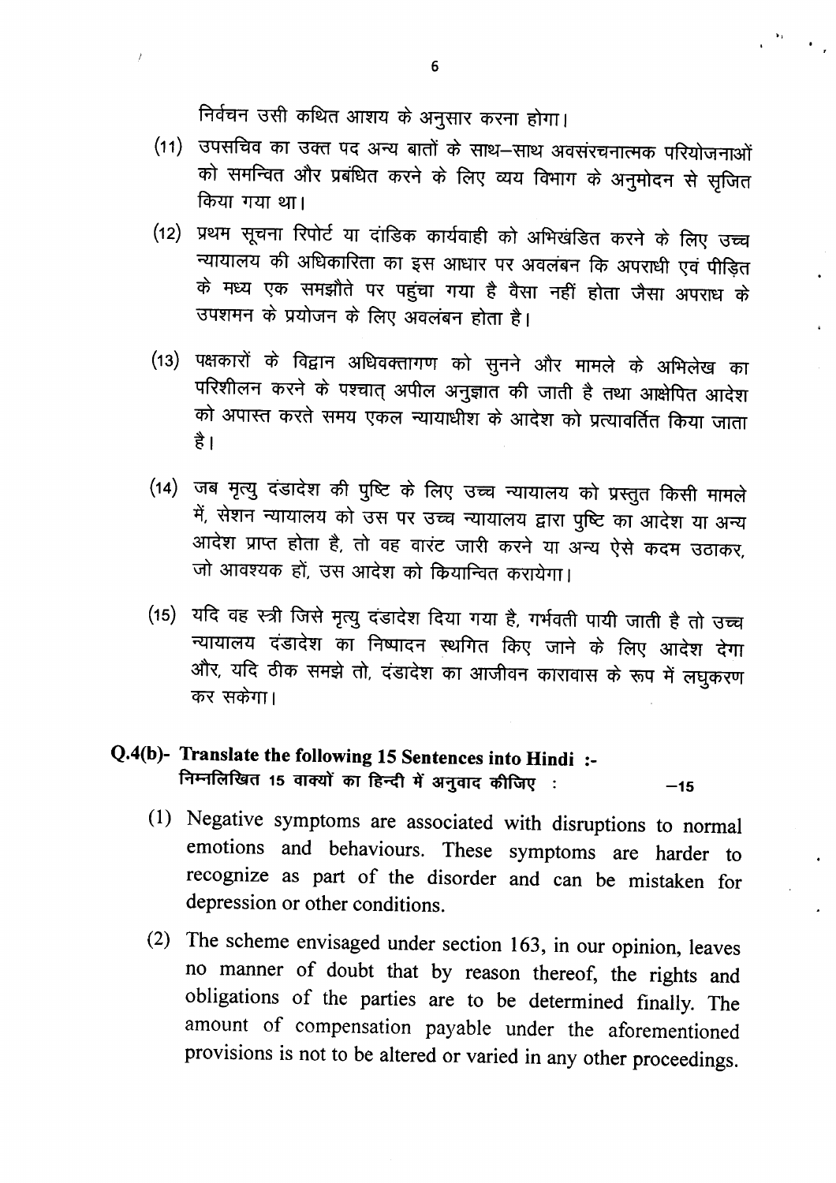निर्वचन उसी कथित आशय के अनुसार करना होगा।

(11) उपसचिव का उक्त पद अन्य बातों के साथ–साथ अवसंरचनात्मक परियोजनाओं को समन्वित और प्रबंधित करने के लिए व्यय विभाग के अनुमोदन से सृजित किया गया था।

(12) प्रथम सूचना रिपोर्ट या दांडिक कार्यवाही को अभिखंडित करने के लिए उच्च न्यायालय की अधिकारिता का इस आधार पर अवलंबन कि अपराधी एवं पीड़ित के मध्य एक समझौते पर पहुंचा गया है वैसा नहीं होता जैसा अपराध के उपशमन के प्रयोजन के लिए अवलंबन होता है।

(13) पक्षकारों के विद्वान अधिवक्तागण को सुनने और मामले के अभिलेख का परिशीलन करने के पश्चात् अपील अनुज्ञात की जाती है तथा आक्षेपित आदेश को अपास्त करते समय एकल न्यायाधीश के आदेश को प्रत्यावर्तित किया जाता है।

(14) जब मृत्यु दंडादेश की पुष्टि के लिए उच्च न्यायालय को प्रस्तुत किसी मामले में, सेशन न्यायालय को उस पर उच्च न्यायालय द्वारा पुष्टि का आदेश या अन्य आदेश प्राप्त होता है, तो वह वारंट जारी करने या अन्य ऐसे कदम उठाकर, जो आवश्यक हों, उस आदेश को कियान्वित करायेगा।

(15) यदि वह स्त्री जिसे मृत्यु दंडादेश दिया गया है, गर्भवती पायी जाती है तो उच्च न्यायालय दंडादेश का निष्पादन स्थगित किए जाने के लिए आदेश देगा और, यदि ठीक समझे तो, दंडादेश का आजीवन कारावास के रूप में लघुकरण कर सकेगा।

**Q.4(b)- Translate the following 15 Sentences into Hindi :-**
**निम्नलिखित 15 वाक्यों का हिन्दी में अनुवाद कीजिए :** **–15**

(1) Negative symptoms are associated with disruptions to normal emotions and behaviours. These symptoms are harder to recognize as part of the disorder and can be mistaken for depression or other conditions.

(2) The scheme envisaged under section 163, in our opinion, leaves no manner of doubt that by reason thereof, the rights and obligations of the parties are to be determined finally. The amount of compensation payable under the aforementioned provisions is not to be altered or varied in any other proceedings.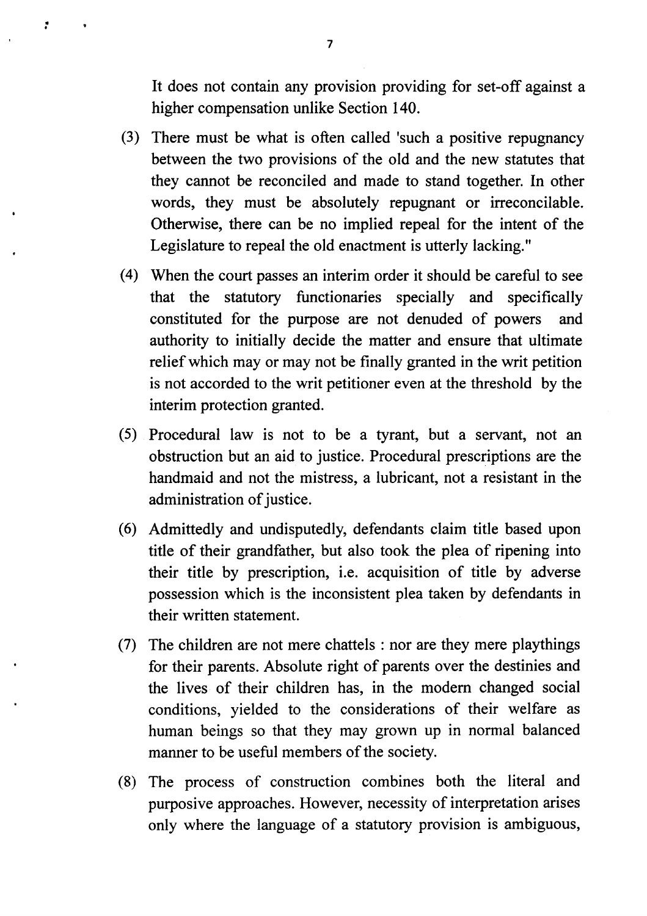It does not contain any provision providing for set-off against a higher compensation unlike Section 140.

(3) There must be what is often called 'such a positive repugnancy between the two provisions of the old and the new statutes that they cannot be reconciled and made to stand together. In other words, they must be absolutely repugnant or irreconcilable. Otherwise, there can be no implied repeal for the intent of the Legislature to repeal the old enactment is utterly lacking."

(4) When the court passes an interim order it should be careful to see that the statutory functionaries specially and specifically constituted for the purpose are not denuded of powers and authority to initially decide the matter and ensure that ultimate relief which may or may not be finally granted in the writ petition is not accorded to the writ petitioner even at the threshold by the interim protection granted.

(5) Procedural law is not to be a tyrant, but a servant, not an obstruction but an aid to justice. Procedural prescriptions are the handmaid and not the mistress, a lubricant, not a resistant in the administration of justice.

(6) Admittedly and undisputedly, defendants claim title based upon title of their grandfather, but also took the plea of ripening into their title by prescription, i.e. acquisition of title by adverse possession which is the inconsistent plea taken by defendants in their written statement.

(7) The children are not mere chattels : nor are they mere playthings for their parents. Absolute right of parents over the destinies and the lives of their children has, in the modern changed social conditions, yielded to the considerations of their welfare as human beings so that they may grown up in normal balanced manner to be useful members of the society.

(8) The process of construction combines both the literal and purposive approaches. However, necessity of interpretation arises only where the language of a statutory provision is ambiguous,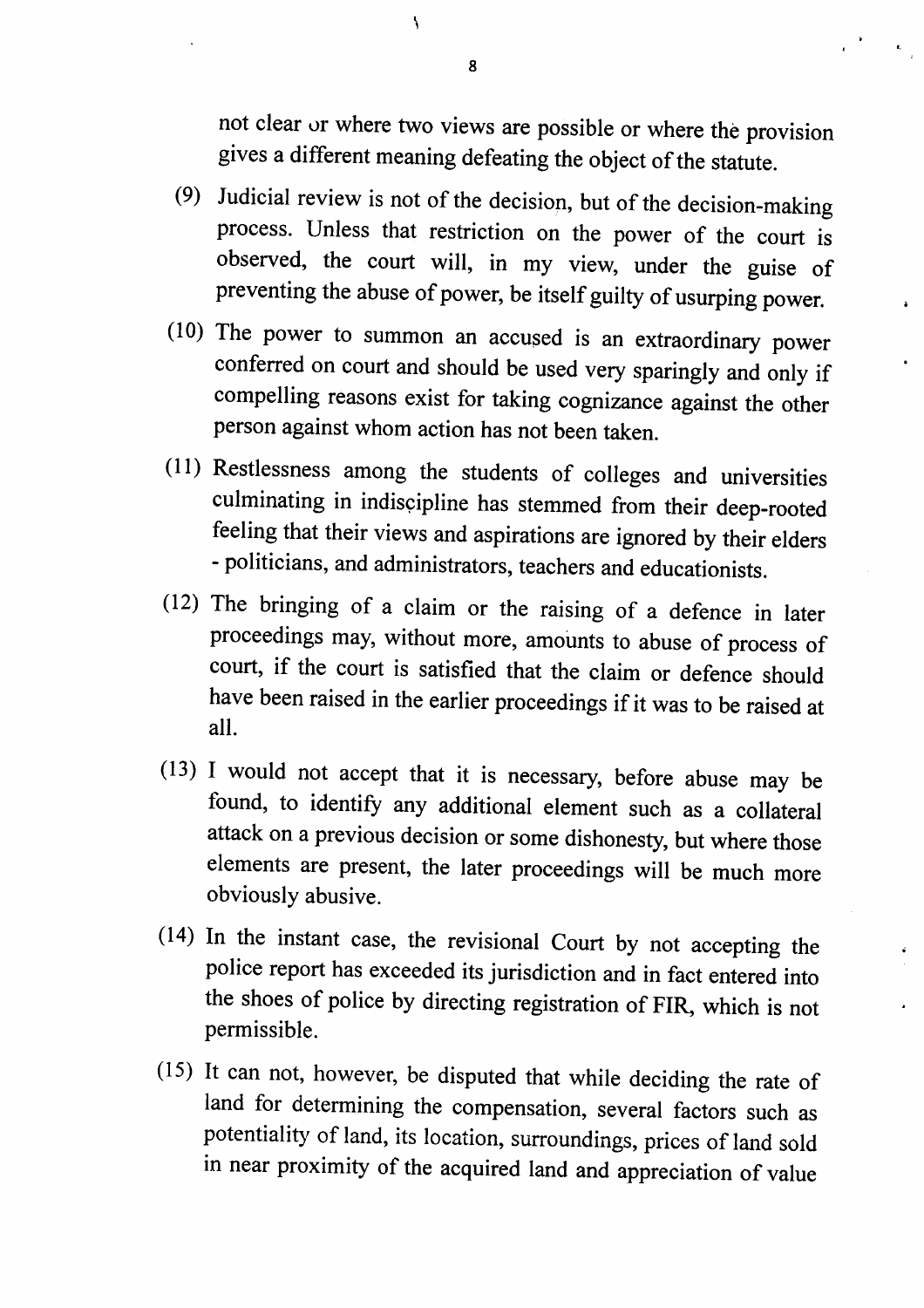not clear or where two views are possible or where the provision gives a different meaning defeating the object of the statute.

(9) Judicial review is not of the decision, but of the decision-making process. Unless that restriction on the power of the court is observed, the court will, in my view, under the guise of preventing the abuse of power, be itself guilty of usurping power.

(10) The power to summon an accused is an extraordinary power conferred on court and should be used very sparingly and only if compelling reasons exist for taking cognizance against the other person against whom action has not been taken.

(11) Restlessness among the students of colleges and universities culminating in indiscipline has stemmed from their deep-rooted feeling that their views and aspirations are ignored by their elders - politicians, and administrators, teachers and educationists.

(12) The bringing of a claim or the raising of a defence in later proceedings may, without more, amounts to abuse of process of court, if the court is satisfied that the claim or defence should have been raised in the earlier proceedings if it was to be raised at all.

(13) I would not accept that it is necessary, before abuse may be found, to identify any additional element such as a collateral attack on a previous decision or some dishonesty, but where those elements are present, the later proceedings will be much more obviously abusive.

(14) In the instant case, the revisional Court by not accepting the police report has exceeded its jurisdiction and in fact entered into the shoes of police by directing registration of FIR, which is not permissible.

(15) It can not, however, be disputed that while deciding the rate of land for determining the compensation, several factors such as potentiality of land, its location, surroundings, prices of land sold in near proximity of the acquired land and appreciation of value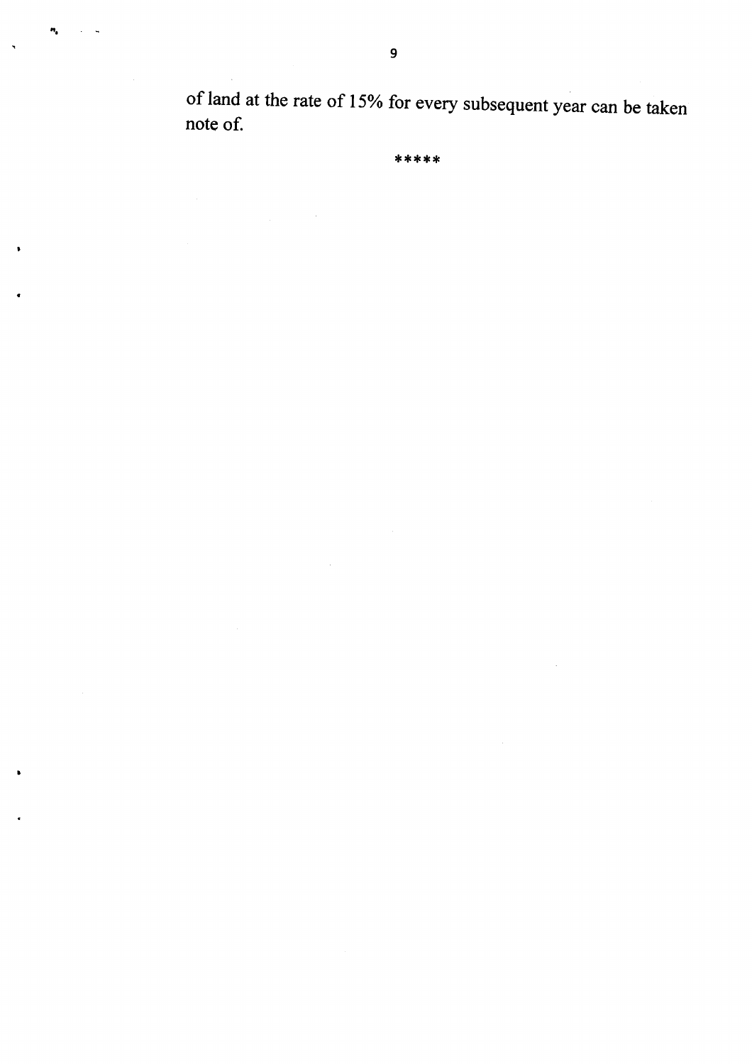of land at the rate of 15% for every subsequent year can be taken note of.

*****